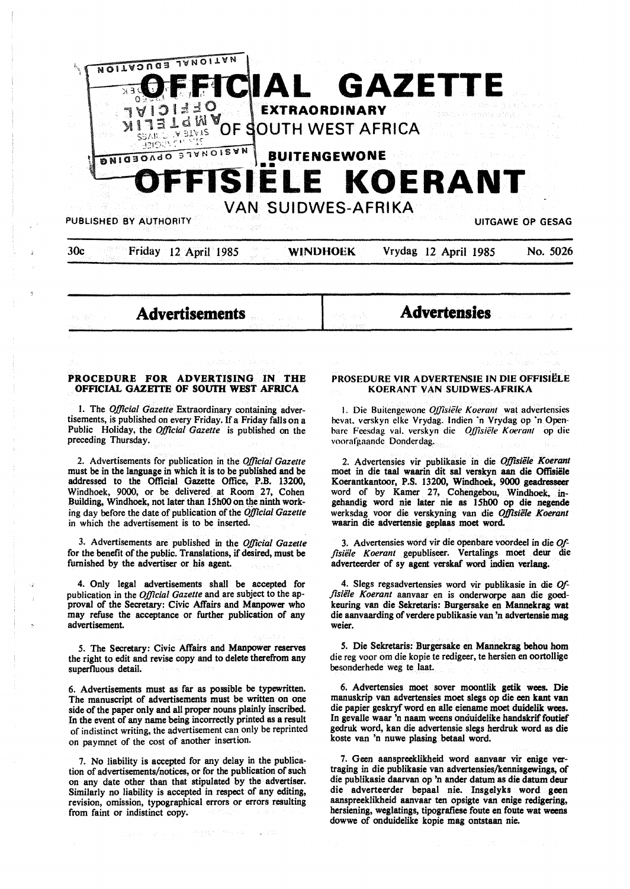# OFFICIAL GAZETTE

**EXTRAORDINARY**

**OF SOUTH WEST AFRICA**

**BUITENGEWONE**

# OFFISIËLE KOERANT

**VAN SUIDWES-AFRIKA**

PUBLISHED BY AUTHORITY — UITGAWE OP GESAG

30c — Friday 12 April 1985 — WINDHOEK — Vrydag 12 April 1985 — No. 5026

## Advertisements

### PROCEDURE FOR ADVERTISING IN THE OFFICIAL GAZETTE OF SOUTH WEST AFRICA

1. The *Official Gazette* Extraordinary containing advertisements, is published on every Friday. If a Friday falls on a Public Holiday, the *Official Gazette* is published on the preceding Thursday.

2. Advertisements for publication in the *Official Gazette* must be in the language in which it is to be published and be addressed to the Official Gazette Office, P.B. 13200, Windhoek, 9000, or be delivered at Room 27, Cohen Building, Windhoek, not later than 15h00 on the ninth working day before the date of publication of the *Official Gazette* in which the advertisement is to be inserted.

3. Advertisements are published in the *Official Gazette* for the benefit of the public. Translations, if desired, must be furnished by the advertiser or his agent.

4. Only legal advertisements shall be accepted for publication in the *Official Gazette* and are subject to the approval of the Secretary: Civic Affairs and Manpower who may refuse the acceptance or further publication of any advertisement.

5. The Secretary: Civic Affairs and Manpower reserves the right to edit and revise copy and to delete therefrom any superfluous detail.

6. Advertisements must as far as possible be typewritten. The manuscript of advertisements must be written on one side of the paper only and all proper nouns plainly inscribed. In the event of any name being incorrectly printed as a result of indistinct writing, the advertisement can only be reprinted on paymnet of the cost of another insertion.

7. No liability is accepted for any delay in the publication of advertisements/notices, or for the publication of such on any date other than that stipulated by the advertiser. Similarly no liability is accepted in respect of any editing, revision, omission, typographical errors or errors resulting from faint or indistinct copy.

## Advertensies

### PROSEDURE VIR ADVERTENSIE IN DIE OFFISIËLE KOERANT VAN SUIDWES-AFRIKA

1. Die Buitengewone *Offisiële Koerant* wat advertensies bevat, verskyn elke Vrydag. Indien 'n Vrydag op 'n Openbare Feesdag val, verskyn die *Offisiële Koerant* op die voorafgaande Donderdag.

2. Advertensies vir publikasie in die *Offisiële Koerant* moet in die taal waarin dit sal verskyn aan die Offisiële Koerantkantoor, P.S. 13200, Windhoek, 9000 geadresseer word of by Kamer 27, Cohengebou, Windhoek, ingehandig word nie later nie as 15h00 op die negende werksdag voor die verskyning van die *Offisiële Koerant* waarin die advertensie geplaas moet word.

3. Advertensies word vir die openbare voordeel in die *Offisiële Koerant* gepubliseer. Vertalings moet deur die adverteerder of sy agent verskaf word indien verlang.

4. Slegs regsadvertensies word vir publikasie in die *Offisiële Koerant* aanvaar en is onderworpe aan die goedkeuring van die Sekretaris: Burgersake en Mannekrag wat die aanvaarding of verdere publikasie van 'n advertensie mag weier.

5. Die Sekretaris: Burgersake en Mannekrag behou hom die reg voor om die kopie te redigeer, te hersien en oortollige besonderhede weg te laat.

6. Advertensies moet sover moontlik getik wees. Die manuskrip van advertensies moet slegs op die een kant van die papier geskryf word en alle eiename moet duidelik wees. In gevalle waar 'n naam weens onduidelike handskrif foutief gedruk word, kan die advertensie slegs herdruk word as die koste van 'n nuwe plasing betaal word.

7. Geen aanspreeklikheid word aanvaar vir enige vertraging in die publikasie van advertensies/kennisgewings, of die publikasie daarvan op 'n ander datum as die datum deur die adverteerder bepaal nie. Insgelyks word geen aanspreeklikheid aanvaar ten opsigte van enige redigering, hersiening, weglatings, tipografiese foute en foute wat weens dowwe of onduidelike kopie mag ontstaan nie.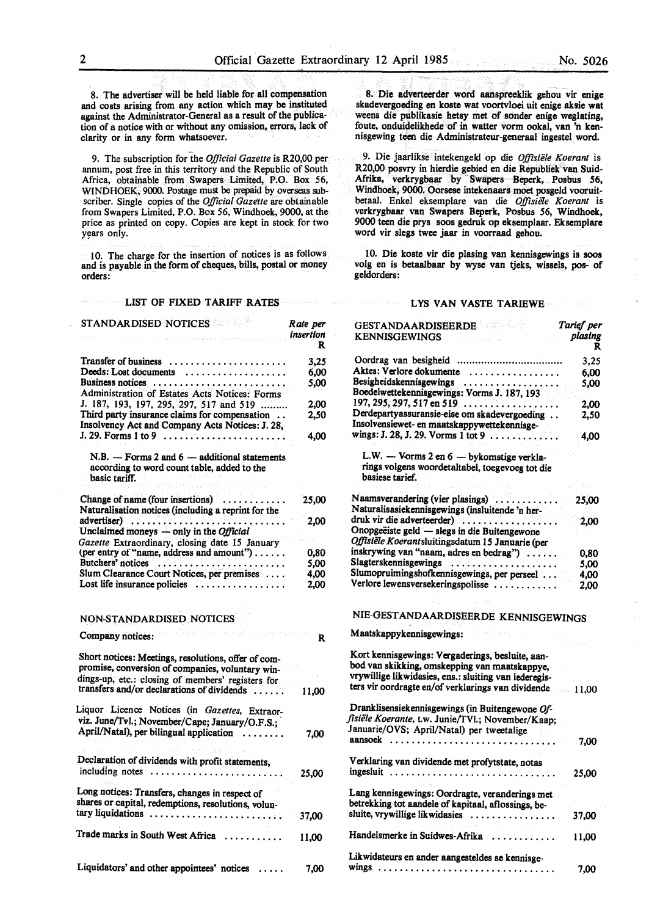8. The advertiser will be held liable for all compensation and costs arising from any action which may be instituted against the Administrator-General as a result of the publication of a notice with or without any omission, errors, lack of clarity or in any form whatsoever.

9. The subscription for the *Official Gazette* is R20,00 per annum, post free in this territory and the Republic of South Africa, obtainable from Swapers Limited, P.O. Box 56, WINDHOEK, 9000. Postage must be prepaid by overseas subscriber. Single copies of the *Official Gazette* are obtainable from Swapers Limited, P.O. Box 56, Windhoek, 9000, at the price as printed on copy. Copies are kept in stock for two years only.

10. The charge for the insertion of notices is as follows and is payable in the form of cheques, bills, postal or money orders:

## LIST OF FIXED TARIFF RATES

| STANDARDISED NOTICES | Rate per insertion R |
|---|---|
| Transfer of business | 3,25 |
| Deeds: Lost documents | 6,00 |
| Business notices | 5,00 |
| Administration of Estates Acts Notices: Forms J. 187, 193, 197, 295, 297, 517 and 519 | 2,00 |
| Third party insurance claims for compensation | 2,50 |
| Insolvency Act and Company Acts Notices: J. 28, J. 29. Forms 1 to 9 | 4,00 |
| N.B. — Forms 2 and 6 — additional statements according to word count table, added to the basic tariff. | |
| Change of name (four insertions) | 25,00 |
| Naturalisation notices (including a reprint for the advertiser) | 2,00 |
| Unclaimed moneys — only in the *Official Gazette* Extraordinary, closing date 15 January (per entry of "name, address and amount") | 0,80 |
| Butchers' notices | 5,00 |
| Slum Clearance Court Notices, per premises | 4,00 |
| Lost life insurance policies | 2,00 |

| NON-STANDARDISED NOTICES | |
|---|---|
| Company notices: | R |
| Short notices: Meetings, resolutions, offer of compromise, conversion of companies, voluntary windings-up, etc.: closing of members' registers for transfers and/or declarations of dividends | 11,00 |
| Liquor Licence Notices (in *Gazettes*, Extraor- viz. June/Tvl.; November/Cape; January/O.F.S.; April/Natal), per bilingual application | 7,00 |
| Declaration of dividends with profit statements, including notes | 25,00 |
| Long notices: Transfers, changes in respect of shares or capital, redemptions, resolutions, voluntary liquidations | 37,00 |
| Trade marks in South West Africa | 11,00 |
| Liquidators' and other appointees' notices | 7,00 |

8. Die adverteerder word aanspreeklik gehou vir enige skadevergoeding en koste wat voortvloei uit enige aksie wat weens die publikasie hetsy met of sonder enige weglating, foute, onduidelikhede of in watter vorm ookal, van 'n kennisgewing teen die Administrateur-generaal ingestel word.

9. Die jaarlikse intekengeld op die *Offisiële Koerant* is R20,00 posvry in hierdie gebied en die Republiek van Suid-Afrika, verkrygbaar by Swapers Beperk, Posbus 56, Windhoek, 9000. Oorsese intekenaars moet posgeld vooruitbetaal. Enkel eksemplare van die *Offisiële Koerant* is verkrygbaar van Swapers Beperk, Posbus 56, Windhoek, 9000 teen die prys soos gedruk op eksemplaar. Eksemplare word vir slegs twee jaar in voorraad gehou.

10. Die koste vir die plasing van kennisgewings is soos volg en is betaalbaar by wyse van tjeks, wissels, pos- of geldorders:

## LYS VAN VASTE TARIEWE

| GESTANDAARDISEERDE KENNISGEWINGS | Tarief per plasing R |
|---|---|
| Oordrag van besigheid | 3,25 |
| Aktes: Verlore dokumente | 6,00 |
| Besigheidskennisgewings | 5,00 |
| Boedelwettekennisgewings: Vorms J. 187, 193 197, 295, 297, 517 en 519 | 2,00 |
| Derdepartyassuransie-eise om skadevergoeding | 2,50 |
| Insolvensiewet- en maatskappywettekennisgewings: J. 28, J. 29. Vorms 1 tot 9 | 4,00 |
| L.W. — Vorms 2 en 6 — bykomstige verklarings volgens woordetaltabel, toegevoeg tot die basiese tarief. | |
| Naamsverandering (vier plasings) | 25,00 |
| Naturalisasiekennisgewings (insluitende 'n herdruk vir die adverteerder) | 2,00 |
| Onopgeëiste geld — slegs in die Buitengewone *Offisiële Koerant* sluitingsdatum 15 Januarie (per inskrywing van "naam, adres en bedrag") | 0,80 |
| Slagterskennisgewings | 5,00 |
| Slumopruimingshofkennisgewings, per perseel | 4,00 |
| Verlore lewensversekeringspolisse | 2,00 |

| NIE-GESTANDAARDISEERDE KENNISGEWINGS | |
|---|---|
| Maatskappykennisgewings: | |
| Kort kennisgewings: Vergaderings, besluite, aanbod van skikking, omskepping van maatskappye, vrywillige likwidasies, ens.: sluiting van lederegisters vir oordragte en/of verklarings van dividende | 11,00 |
| Dranklisensiekennisgewings (in Buitengewone *Offisiële Koerante*, t.w. Junie/TVl.; November/Kaap; Januarie/OVS; April/Natal) per tweetalige aansoek | 7,00 |
| Verklaring van dividende met profytstate, notas ingesluit | 25,00 |
| Lang kennisgewings: Oordragte, veranderings met betrekking tot aandele of kapitaal, aflossings, besluite, vrywillige likwidasies | 37,00 |
| Handelsmerke in Suidwes-Afrika | 11,00 |
| Likwidateurs en ander aangesteldes se kennisgewings | 7,00 |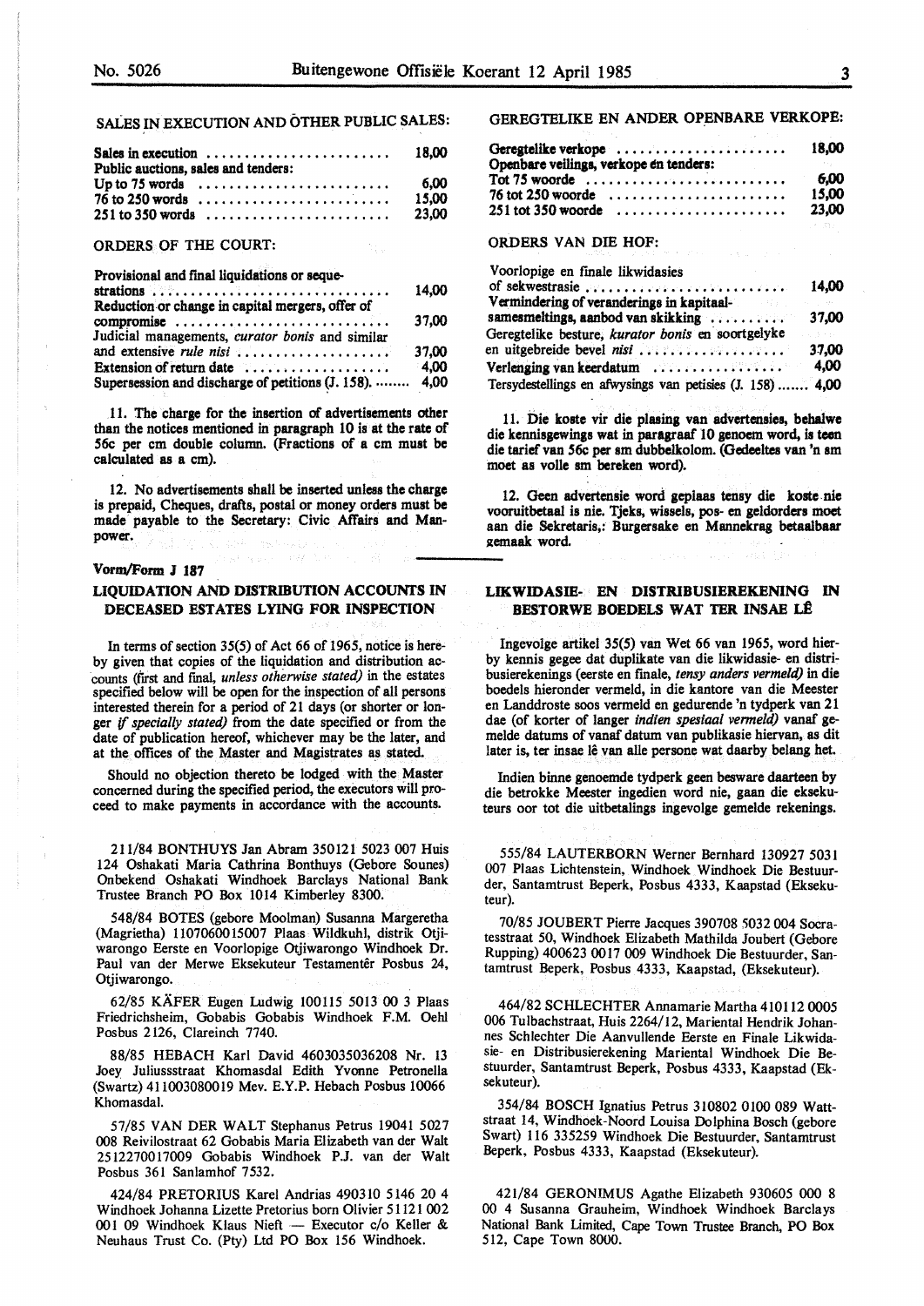SALES IN EXECUTION AND OTHER PUBLIC SALES:

| | |
|---|---|
| Sales in execution | 18,00 |
| Public auctions, sales and tenders: | |
| Up to 75 words | 6,00 |
| 76 to 250 words | 15,00 |
| 251 to 350 words | 23,00 |

ORDERS OF THE COURT:

| | |
|---|---|
| Provisional and final liquidations or sequestrations | 14,00 |
| Reduction or change in capital mergers, offer of compromise | 37,00 |
| Judicial managements, *curator bonis* and similar and extensive *rule nisi* | 37,00 |
| Extension of return date | 4,00 |
| Supersession and discharge of petitions (J. 158). | 4,00 |

11. The charge for the insertion of advertisements other than the notices mentioned in paragraph 10 is at the rate of 56c per cm double column. (Fractions of a cm must be calculated as a cm).

12. No advertisements shall be inserted unless the charge is prepaid, Cheques, drafts, postal or money orders must be made payable to the Secretary: Civic Affairs and Manpower.

GEREGTELIKE EN ANDER OPENBARE VERKOPE:

| | |
|---|---|
| Geregtelike verkope | 18,00 |
| Openbare veilings, verkope en tenders: | |
| Tot 75 woorde | 6,00 |
| 76 tot 250 woorde | 15,00 |
| 251 tot 350 woorde | 23,00 |

ORDERS VAN DIE HOF:

| | |
|---|---|
| Voorlopige en finale likwidasies of sekwestrasie | 14,00 |
| Vermindering of veranderings in kapitaalsamesmeltings, aanbod van skikking | 37,00 |
| Geregtelike besture, *kurator bonis* en soortgelyke en uitgebreide bevel *nisi* | 37,00 |
| Verlenging van keerdatum | 4,00 |
| Tersydestellings en afwysings van petisies (J. 158) | 4,00 |

11. Die koste vir die plasing van advertensies, behalwe die kennisgewings wat in paragraaf 10 genoem word, is teen die tarief van 56c per sm dubbelkolom. (Gedeeltes van 'n sm moet as volle sm bereken word).

12. Geen advertensie word geplaas tensy die koste nie vooruitbetaal is nie. Tjeks, wissels, pos- en geldorders moet aan die Sekretaris,: Burgersake en Mannekrag betaalbaar gemaak word.

Vorm/Form J 187

## LIQUIDATION AND DISTRIBUTION ACCOUNTS IN DECEASED ESTATES LYING FOR INSPECTION

In terms of section 35(5) of Act 66 of 1965, notice is hereby given that copies of the liquidation and distribution accounts (first and final, *unless otherwise stated)* in the estates specified below will be open for the inspection of all persons interested therein for a period of 21 days (or shorter or longer *if specially stated)* from the date specified or from the date of publication hereof, whichever may be the later, and at the offices of the Master and Magistrates as stated.

Should no objection thereto be lodged with the Master concerned during the specified period, the executors will proceed to make payments in accordance with the accounts.

211/84 BONTHUYS Jan Abram 350121 5023 007 Huis 124 Oshakati Maria Cathrina Bonthuys (Gebore Sounes) Onbekend Oshakati Windhoek Barclays National Bank Trustee Branch PO Box 1014 Kimberley 8300.

548/84 BOTES (gebore Moolman) Susanna Margeretha (Magrietha) 1107060015007 Plaas Wildkuhl, distrik Otjiwarongo Eerste en Voorlopige Otjiwarongo Windhoek Dr. Paul van der Merwe Eksekuteur Testamentêr Posbus 24, Otjiwarongo.

62/85 KÄFER Eugen Ludwig 100115 5013 00 3 Plaas Friedrichsheim, Gobabis Gobabis Windhoek F.M. Oehl Posbus 2126, Clareinch 7740.

88/85 HEBACH Karl David 4603035036208 Nr. 13 Joey Juliussstraat Khomasdal Edith Yvonne Petronella (Swartz) 411003080019 Mev. E.Y.P. Hebach Posbus 10066 Khomasdal.

57/85 VAN DER WALT Stephanus Petrus 19041 5027 008 Reivilostraat 62 Gobabis Maria Elizabeth van der Walt 2512270017009 Gobabis Windhoek P.J. van der Walt Posbus 361 Sanlamhof 7532.

424/84 PRETORIUS Karel Andrias 490310 5146 20 4 Windhoek Johanna Lizette Pretorius born Olivier 51121 002 001 09 Windhoek Klaus Nieft — Executor c/o Keller & Neuhaus Trust Co. (Pty) Ltd PO Box 156 Windhoek.

## LIKWIDASIE- EN DISTRIBUSIEREKENING IN BESTORWE BOEDELS WAT TER INSAE LÊ

Ingevolge artikel 35(5) van Wet 66 van 1965, word hierby kennis gegee dat duplikate van die likwidasie- en distribusierekenings (eerste en finale, *tensy anders vermeld)* in die boedels hieronder vermeld, in die kantore van die Meester en Landdroste soos vermeld en gedurende 'n tydperk van 21 dae (of korter of langer *indien spesiaal vermeld)* vanaf gemelde datums of vanaf datum van publikasie hiervan, as dit later is, ter insae lê van alle persone wat daarby belang het.

Indien binne genoemde tydperk geen besware daarteen by die betrokke Meester ingedien word nie, gaan die eksekuteurs oor tot die uitbetalings ingevolge gemelde rekenings.

555/84 LAUTERBORN Werner Bernhard 130927 5031 007 Plaas Lichtenstein, Windhoek Windhoek Die Bestuurder, Santamtrust Beperk, Posbus 4333, Kaapstad (Eksekuteur).

70/85 JOUBERT Pierre Jacques 390708 5032 004 Socratesstraat 50, Windhoek Elizabeth Mathilda Joubert (Gebore Rupping) 400623 0017 009 Windhoek Die Bestuurder, Santamtrust Beperk, Posbus 4333, Kaapstad, (Eksekuteur).

464/82 SCHLECHTER Annamarie Martha 410112 0005 006 Tulbachstraat, Huis 2264/12, Mariental Hendrik Johannes Schlechter Die Aanvullende Eerste en Finale Likwidasie- en Distribusierekening Mariental Windhoek Die Bestuurder, Santamtrust Beperk, Posbus 4333, Kaapstad (Eksekuteur).

354/84 BOSCH Ignatius Petrus 310802 0100 089 Wattstraat 14, Windhoek-Noord Louisa Dolphina Bosch (gebore Swart) 116 335259 Windhoek Die Bestuurder, Santamtrust Beperk, Posbus 4333, Kaapstad (Eksekuteur).

421/84 GERONIMUS Agathe Elizabeth 930605 000 8 00 4 Susanna Grauheim, Windhoek Windhoek Barclays National Bank Limited, Cape Town Trustee Branch, PO Box 512, Cape Town 8000.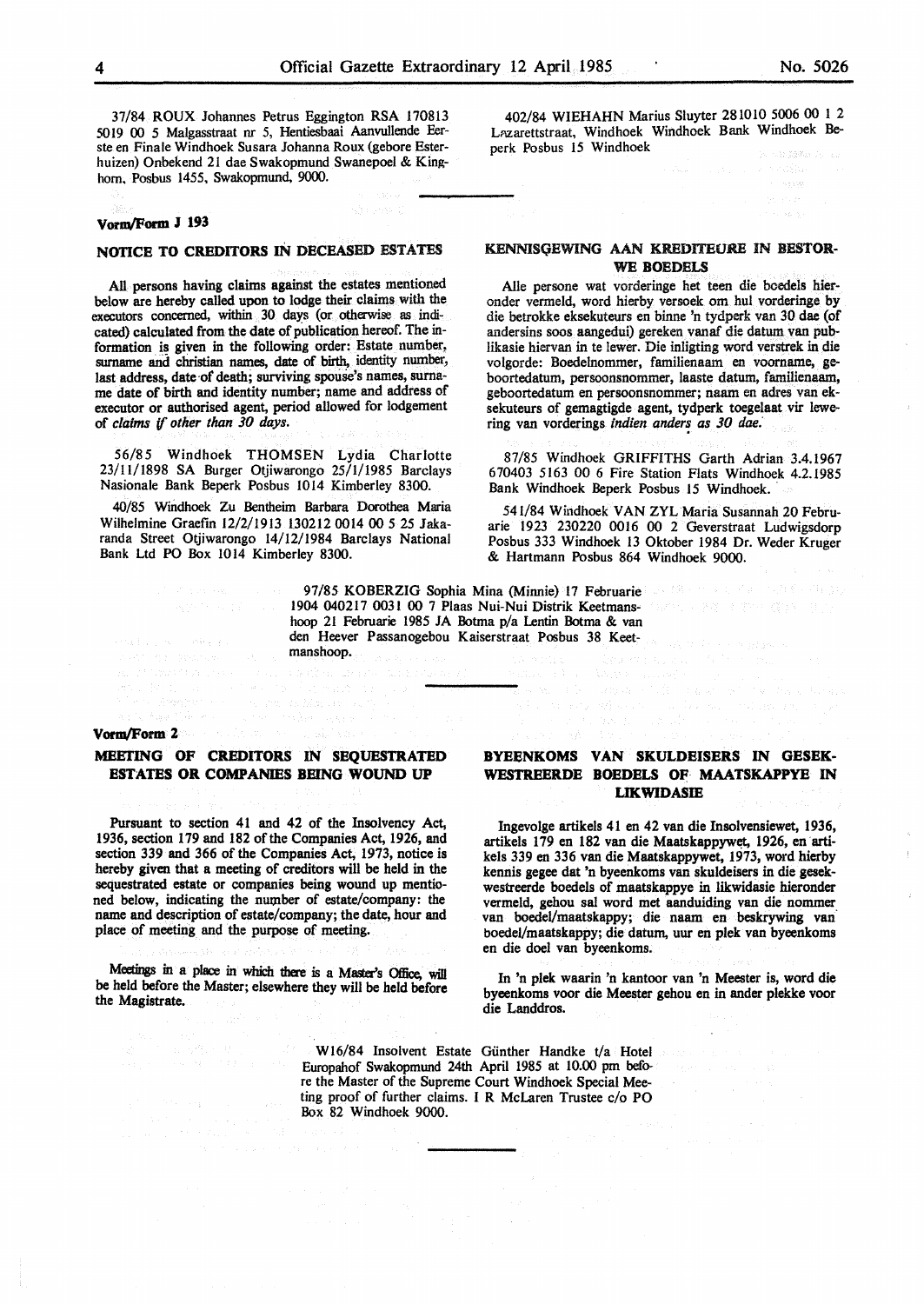37/84 ROUX Johannes Petrus Eggington RSA 170813 5019 00 5 Malgasstraat nr 5, Hentiesbaai Aanvullende Eerste en Finale Windhoek Susara Johanna Roux (gebore Esterhuizen) Onbekend 21 dae Swakopmund Swanepoel & Kinghorn, Posbus 1455, Swakopmund, 9000.

402/84 WIEHAHN Marius Sluyter 281010 5006 00 1 2 Lazarettstraat, Windhoek Windhoek Bank Windhoek Beperk Posbus 15 Windhoek

**Vorm/Form J 193**

## NOTICE TO CREDITORS IN DECEASED ESTATES

All persons having claims against the estates mentioned below are hereby called upon to lodge their claims with the executors concerned, within 30 days (or otherwise as indicated) calculated from the date of publication hereof. The information is given in the following order: Estate number, surname and christian names, date of birth, identity number, last address, date of death; surviving spouse's names, surname date of birth and identity number; name and address of executor or authorised agent, period allowed for lodgement of *claims if other than 30 days.*

56/85 Windhoek THOMSEN Lydia Charlotte 23/11/1898 SA Burger Otjiwarongo 25/1/1985 Barclays Nasionale Bank Beperk Posbus 1014 Kimberley 8300.

40/85 Windhoek Zu Bentheim Barbara Dorothea Maria Wilhelmine Graefin 12/2/1913 130212 0014 00 5 25 Jakaranda Street Otjiwarongo 14/12/1984 Barclays National Bank Ltd PO Box 1014 Kimberley 8300.

## KENNISGEWING AAN KREDITEURE IN BESTORWE BOEDELS

Alle persone wat vorderinge het teen die boedels hieronder vermeld, word hierby versoek om hul vorderinge by die betrokke eksekuteurs en binne 'n tydperk van 30 dae (of andersins soos aangedui) gereken vanaf die datum van publikasie hiervan in te lewer. Die inligting word verstrek in die volgorde: Boedelnommer, familienaam en voorname, geboortedatum, persoonsnommer, laaste datum, familienaam, geboortedatum en persoonsnommer; naam en adres van eksekuteurs of gemagtigde agent, tydperk toegelaat vir lewering van vorderings *indien anders as 30 dae.*

87/85 Windhoek GRIFFITHS Garth Adrian 3.4.1967 670403 5163 00 6 Fire Station Flats Windhoek 4.2.1985 Bank Windhoek Beperk Posbus 15 Windhoek.

541/84 Windhoek VAN ZYL Maria Susannah 20 Februarie 1923 230220 0016 00 2 Geverstraat Ludwigsdorp Posbus 333 Windhoek 13 Oktober 1984 Dr. Weder Kruger & Hartmann Posbus 864 Windhoek 9000.

97/85 KOBERZIG Sophia Mina (Minnie) 17 Februarie 1904 040217 0031 00 7 Plaas Nui-Nui Distrik Keetmanshoop 21 Februarie 1985 JA Botma p/a Lentin Botma & van den Heever Passanogebou Kaiserstraat Posbus 38 Keetmanshoop.

**Vorm/Form 2**

## MEETING OF CREDITORS IN SEQUESTRATED ESTATES OR COMPANIES BEING WOUND UP

Pursuant to section 41 and 42 of the Insolvency Act, 1936, section 179 and 182 of the Companies Act, 1926, and section 339 and 366 of the Companies Act, 1973, notice is hereby given that a meeting of creditors will be held in the sequestrated estate or companies being wound up mentioned below, indicating the number of estate/company: the name and description of estate/company; the date, hour and place of meeting and the purpose of meeting.

Meetings in a place in which there is a Master's Office, will be held before the Master; elsewhere they will be held before the Magistrate.

## BYEENKOMS VAN SKULDEISERS IN GESEKWESTREERDE BOEDELS OF MAATSKAPPYE IN LIKWIDASIE

Ingevolge artikels 41 en 42 van die Insolvensiewet, 1936, artikels 179 en 182 van die Maatskappywet, 1926, en artikels 339 en 336 van die Maatskappywet, 1973, word hierby kennis gegee dat 'n byeenkoms van skuldeisers in die gesekwestreerde boedels of maatskappye in likwidasie hieronder vermeld, gehou sal word met aanduiding van die nommer van boedel/maatskappy; die naam en beskrywing van boedel/maatskappy; die datum, uur en plek van byeenkoms en die doel van byeenkoms.

In 'n plek waarin 'n kantoor van 'n Meester is, word die byeenkoms voor die Meester gehou en in ander plekke voor die Landdros.

W16/84 Insolvent Estate Günther Handke t/a Hotel Europahof Swakopmund 24th April 1985 at 10.00 pm before the Master of the Supreme Court Windhoek Special Meeting proof of further claims. I R McLaren Trustee c/o PO Box 82 Windhoek 9000.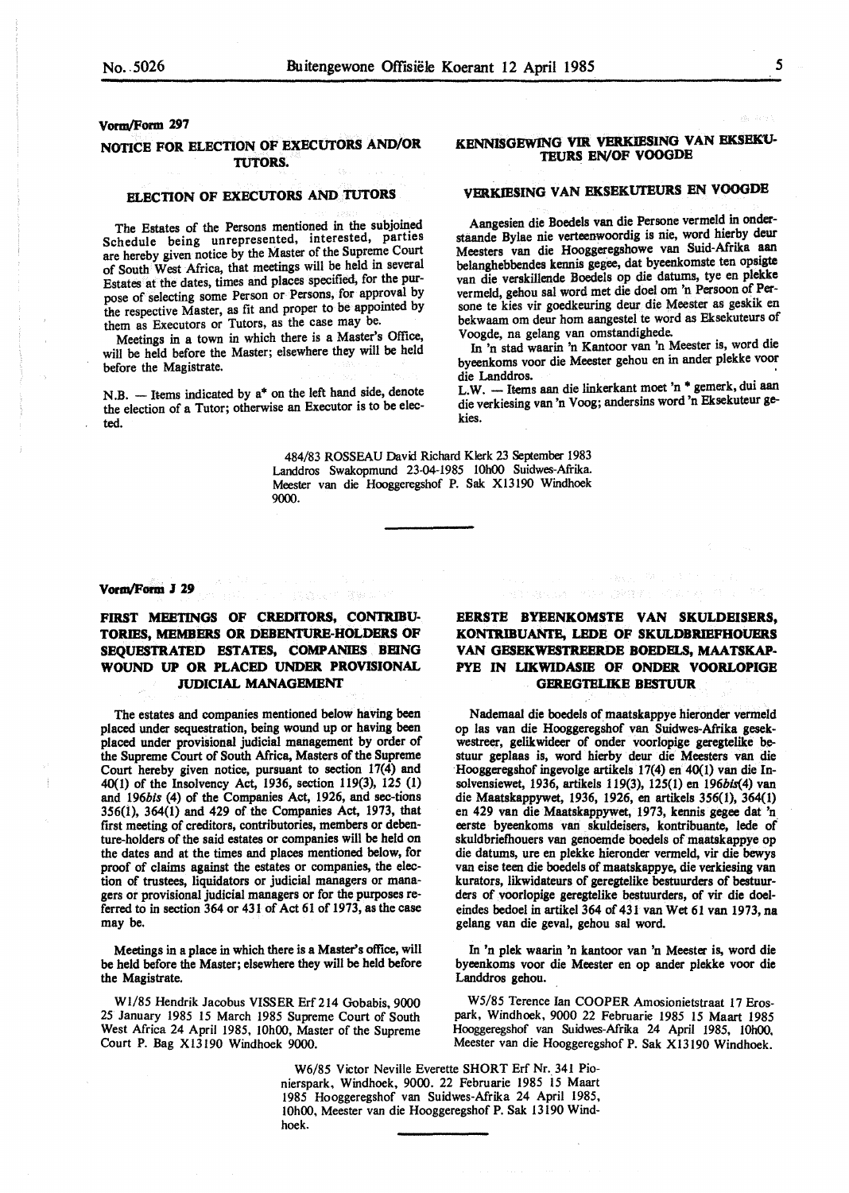Vorm/Form 297

## NOTICE FOR ELECTION OF EXECUTORS AND/OR TUTORS.

### ELECTION OF EXECUTORS AND TUTORS

The Estates of the Persons mentioned in the subjoined Schedule being unrepresented, interested, parties are hereby given notice by the Master of the Supreme Court of South West Africa, that meetings will be held in several Estates at the dates, times and places specified, for the purpose of selecting some Person or Persons, for approval by the respective Master, as fit and proper to be appointed by them as Executors or Tutors, as the case may be.

Meetings in a town in which there is a Master's Office, will be held before the Master; elsewhere they will be held before the Magistrate.

N.B. — Items indicated by a* on the left hand side, denote the election of a Tutor; otherwise an Executor is to be elected.

## KENNISGEWING VIR VERKIESING VAN EKSEKUTEURS EN/OF VOOGDE

### VERKIESING VAN EKSEKUTEURS EN VOOGDE

Aangesien die Boedels van die Persone vermeld in onderstaande Bylae nie verteenwoordig is nie, word hierby deur Meesters van die Hooggeregshowe van Suid-Afrika aan belanghebbendes kennis gegee, dat byeenkomste ten opsigte van die verskillende Boedels op die datums, tye en plekke vermeld, gehou sal word met die doel om 'n Persoon of Persone te kies vir goedkeuring deur die Meester as geskik en bekwaam om deur hom aangestel te word as Eksekuteurs of Voogde, na gelang van omstandighede.

In 'n stad waarin 'n Kantoor van 'n Meester is, word die byeenkoms voor die Meester gehou en in ander plekke voor die Landdros.

L.W. — Items aan die linkerkant moet 'n * gemerk, dui aan die verkiesing van 'n Voog; andersins word 'n Eksekuteur gekies.

484/83 ROSSEAU David Richard Klerk 23 September 1983 Landdros Swakopmund 23-04-1985 10h00 Suidwes-Afrika. Meester van die Hooggeregshof P. Sak X13190 Windhoek 9000.

---

Vorm/Form J 29

## FIRST MEETINGS OF CREDITORS, CONTRIBUTORIES, MEMBERS OR DEBENTURE-HOLDERS OF SEQUESTRATED ESTATES, COMPANIES BEING WOUND UP OR PLACED UNDER PROVISIONAL JUDICIAL MANAGEMENT

The estates and companies mentioned below having been placed under sequestration, being wound up or having been placed under provisional judicial management by order of the Supreme Court of South Africa, Masters of the Supreme Court hereby given notice, pursuant to section 17(4) and 40(1) of the Insolvency Act, 1936, section 119(3), 125 (1) and 196*bis* (4) of the Companies Act, 1926, and sec-tions 356(1), 364(1) and 429 of the Companies Act, 1973, that first meeting of creditors, contributories, members or debenture-holders of the said estates or companies will be held on the dates and at the times and places mentioned below, for proof of claims against the estates or companies, the election of trustees, liquidators or judicial managers or managers or provisional judicial managers or for the purposes referred to in section 364 or 431 of Act 61 of 1973, as the case may be.

Meetings in a place in which there is a Master's office, will be held before the Master; elsewhere they will be held before the Magistrate.

W1/85 Hendrik Jacobus VISSER Erf 214 Gobabis, 9000 25 January 1985 15 March 1985 Supreme Court of South West Africa 24 April 1985, 10h00, Master of the Supreme Court P. Bag X13190 Windhoek 9000.

## EERSTE BYEENKOMSTE VAN SKULDEISERS, KONTRIBUANTE, LEDE OF SKULDBRIEFHOUERS VAN GESEKWESTREERDE BOEDELS, MAATSKAPPYE IN LIKWIDASIE OF ONDER VOORLOPIGE GEREGTELIKE BESTUUR

Nademaal die boedels of maatskappye hieronder vermeld op las van die Hooggeregshof van Suidwes-Afrika gesekwestreer, gelikwideer of onder voorlopige geregtelike bestuur geplaas is, word hierby deur die Meesters van die Hooggeregshof ingevolge artikels 17(4) en 40(1) van die Insolvensiewet, 1936, artikels 119(3), 125(1) en 196*bis*(4) van die Maatskappywet, 1936, 1926, en artikels 356(1), 364(1) en 429 van die Maatskappywet, 1973, kennis gegee dat 'n eerste byeenkoms van skuldeisers, kontribuante, lede of skuldbriefhouers van genoemde boedels of maatskappye op die datums, ure en plekke hieronder vermeld, vir die bewys van eise teen die boedels of maatskappye, die verkiesing van kurators, likwidateurs of geregtelike bestuurders of bestuurders of voorlopige geregtelike bestuurders, of vir die doeleindes bedoel in artikel 364 of 431 van Wet 61 van 1973, na gelang van die geval, gehou sal word.

In 'n plek waarin 'n kantoor van 'n Meester is, word die byeenkoms voor die Meester en op ander plekke voor die Landdros gehou.

W5/85 Terence Ian COOPER Amosionietstraat 17 Erospark, Windhoek, 9000 22 Februarie 1985 15 Maart 1985 Hooggeregshof van Suidwes-Afrika 24 April 1985, 10h00, Meester van die Hooggeregshof P. Sak X13190 Windhoek.

W6/85 Victor Neville Everette SHORT Erf Nr. 341 Pionierspark, Windhoek, 9000. 22 Februarie 1985 15 Maart 1985 Hooggeregshof van Suidwes-Afrika 24 April 1985, 10h00, Meester van die Hooggeregshof P. Sak 13190 Windhoek.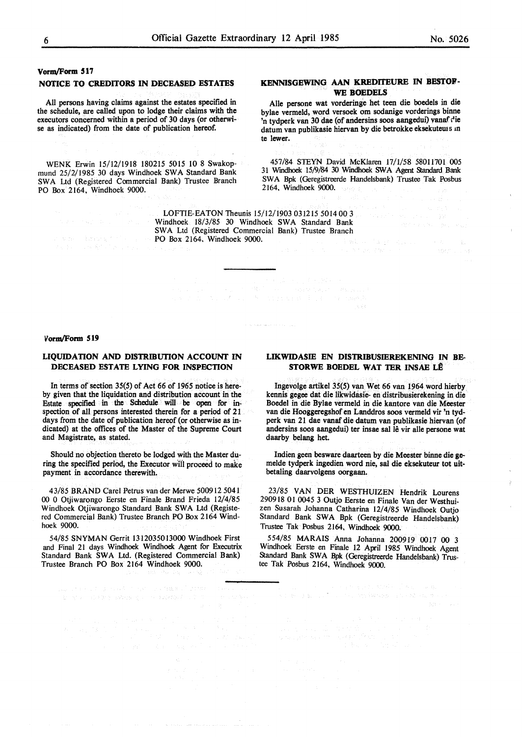## Vorm/Form 517

### NOTICE TO CREDITORS IN DECEASED ESTATES

All persons having claims against the estates specified in the schedule, are called upon to lodge their claims with the executors concerned within a period of 30 days (or otherwise as indicated) from the date of publication hereof.

WENK Erwin 15/12/1918 180215 5015 10 8 Swakopmund 25/2/1985 30 days Windhoek SWA Standard Bank SWA Ltd (Registered Commercial Bank) Trustee Branch PO Box 2164, Windhoek 9000.

### KENNISGEWING AAN KREDITEURE IN BESTORWE BOEDELS

Alle persone wat vorderinge het teen die boedels in die bylae vermeld, word versoek om sodanige vorderings binne 'n tydperk van 30 dae (of andersins soos aangedui) vanaf die datum van publikasie hiervan by die betrokke eksekuteurs in te lewer.

457/84 STEYN David McKlaren 17/1/58 58011701 005 31 Windhoek 15/9/84 30 Windhoek SWA Agent Standard Bank SWA Bpk (Geregistreerde Handelsbank) Trustee Tak Posbus 2164, Windhoek 9000.

LOFTIE-EATON Theunis 15/12/1903 031215 5014 00 3 Windhoek 18/3/85 30 Windhoek SWA Standard Bank SWA Ltd (Registered Commercial Bank) Trustee Branch PO Box 2164, Windhoek 9000.

---

## Vorm/Form 519

### LIQUIDATION AND DISTRIBUTION ACCOUNT IN DECEASED ESTATE LYING FOR INSPECTION

In terms of section 35(5) of Act 66 of 1965 notice is hereby given that the liquidation and distribution account in the Estate specified in the Schedule will be open for inspection of all persons interested therein for a period of 21 days from the date of publication hereof (or otherwise as indicated) at the offices of the Master of the Supreme Court and Magistrate, as stated.

Should no objection thereto be lodged with the Master during the specified period, the Executor will proceed to make payment in accordance therewith.

43/85 BRAND Carel Petrus van der Merwe 500912 5041 00 0 Otjiwarongo Eerste en Finale Brand Frieda 12/4/85 Windhoek Otjiwarongo Standard Bank SWA Ltd (Registered Commercial Bank) Trustee Branch PO Box 2164 Windhoek 9000.

54/85 SNYMAN Gerrit 1312035013000 Windhoek First and Final 21 days Windhoek Windhoek Agent for Executrix Standard Bank SWA Ltd. (Registered Commercial Bank) Trustee Branch PO Box 2164 Windhoek 9000.

### LIKWIDASIE EN DISTRIBUSIEREKENING IN BESTORWE BOEDEL WAT TER INSAE LÊ

Ingevolge artikel 35(5) van Wet 66 van 1964 word hierby kennis gegee dat die likwidasie- en distribusierekening in die Boedel in die Bylae vermeld in die kantore van die Meester van die Hooggeregshof en Landdros soos vermeld vir 'n tydperk van 21 dae vanaf die datum van publikasie hiervan (of andersins soos aangedui) ter insae sal lê vir alle persone wat daarby belang het.

Indien geen besware daarteen by die Meester binne die gemelde tydperk ingedien word nie, sal die eksekuteur tot uitbetaling daarvolgens oorgaan.

23/85 VAN DER WESTHUIZEN Hendrik Lourens 290918 01 0045 3 Outjo Eerste en Finale Van der Westhuizen Susarah Johanna Catharina 12/4/85 Windhoek Outjo Standard Bank SWA Bpk (Geregistreerde Handelsbank) Trustee Tak Posbus 2164, Windhoek 9000.

554/85 MARAIS Anna Johanna 200919 0017 00 3 Windhoek Eerste en Finale 12 April 1985 Windhoek Agent Standard Bank SWA Bpk (Geregistreerde Handelsbank) Trustee Tak Posbus 2164, Windhoek 9000.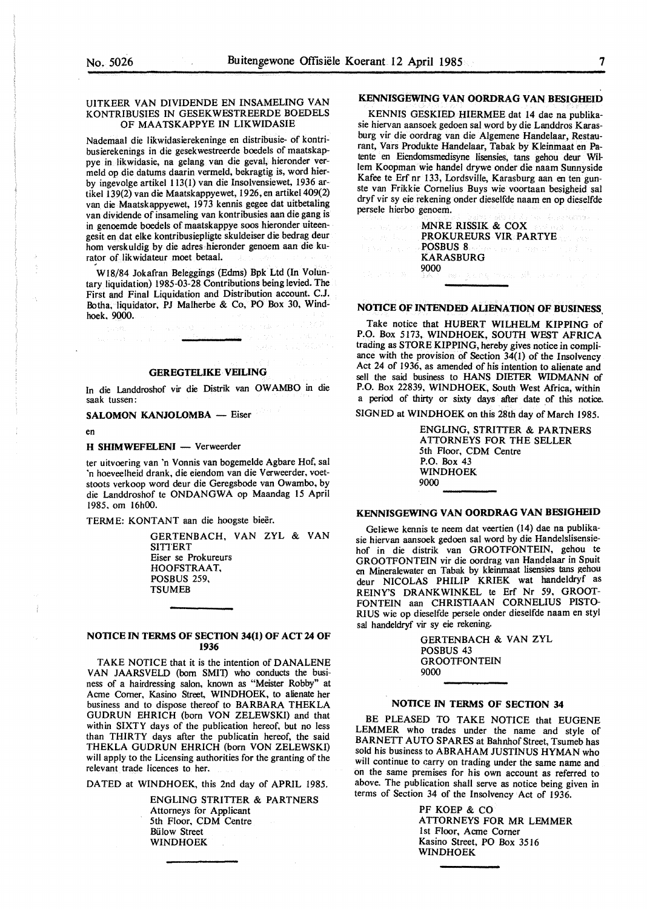## UITKEER VAN DIVIDENDE EN INSAMELING VAN KONTRIBUSIES IN GESEKWESTREERDE BOEDELS OF MAATSKAPPYE IN LIKWIDASIE

Nademaal die likwidasierekeninge en distribusie- of kontribusierekenings in die gesekwestreerde boedels of maatskappye in likwidasie, na gelang van die geval, hieronder vermeld op die datums daarin vermeld, bekragtig is, word hierby ingevolge artikel 113(1) van die Insolvensiewet, 1936 artikel 139(2) van die Maatskappyewet, 1926, en artikel 409(2) van die Maatskappyewet, 1973 kennis gegee dat uitbetaling van dividende of insameling van kontribusies aan die gang is in genoemde boedels of maatskappye soos hieronder uiteengesit en dat elke kontribusiepligte skuldeiser die bedrag deur hom verskuldig by die adres hieronder genoem aan die kurator of likwidateur moet betaal.

W18/84 Jokafran Beleggings (Edms) Bpk Ltd (In Voluntary liquidation) 1985-03-28 Contributions being levied. The First and Final Liquidation and Distribution account. C.J. Botha, liquidator, PJ Malherbe & Co, PO Box 30, Windhoek, 9000.

## GEREGTELIKE VEILING

In die Landdroshof vir die Distrik van OWAMBO in die saak tussen:

**SALOMON KANJOLOMBA** — Eiser

en

**H SHIMWEFELENI** — Verweerder

ter uitvoering van 'n Vonnis van bogemelde Agbare Hof, sal 'n hoeveelheid drank, die eiendom van die Verweerder, voetstoots verkoop word deur die Geregsbode van Owambo, by die Landdroshof te ONDANGWA op Maandag 15 April 1985, om 16h00.

TERME: KONTANT aan die hoogste bieër.

GERTENBACH, VAN ZYL & VAN SITTERT
Eiser se Prokureurs
HOOFSTRAAT,
POSBUS 259,
TSUMEB

## NOTICE IN TERMS OF SECTION 34(1) OF ACT 24 OF 1936

TAKE NOTICE that it is the intention of DANALENE VAN JAARSVELD (born SMIT) who conducts the business of a hairdressing salon, known as "Meister Robby" at Acme Corner, Kasino Street, WINDHOEK, to alienate her business and to dispose thereof to BARBARA THEKLA GUDRUN EHRICH (born VON ZELEWSKI) and that within SIXTY days of the publication hereof, but no less than THIRTY days after the publicatin hereof, the said THEKLA GUDRUN EHRICH (born VON ZELEWSKI) will apply to the Licensing authorities for the granting of the relevant trade licences to her.

DATED at WINDHOEK, this 2nd day of APRIL 1985.

ENGLING STRITTER & PARTNERS
Attorneys for Applicant
5th Floor, CDM Centre
Bülow Street
WINDHOEK

## KENNISGEWING VAN OORDRAG VAN BESIGHEID

KENNIS GESKIED HIERMEE dat 14 dae na publikasie hiervan aansoek gedoen sal word by die Landdros Karasburg vir die oordrag van die Algemene Handelaar, Restaurant, Vars Produkte Handelaar, Tabak by Kleinmaat en Patente en Eiendomsmedisyne lisensies, tans gehou deur Willem Koopman wie handel drywe onder die naam Sunnyside Kafee te Erf nr 133, Lordsville, Karasburg aan en ten gunste van Frikkie Cornelius Buys wie voortaan besigheid sal dryf vir sy eie rekening onder dieselfde naam en op dieselfde persele hierbo genoem.

MNRE RISSIK & COX
PROKUREURS VIR PARTYE
POSBUS 8
KARASBURG
9000

## NOTICE OF INTENDED ALIENATION OF BUSINESS

Take notice that HUBERT WILHELM KIPPING of P.O. Box 5173, WINDHOEK, SOUTH WEST AFRICA trading as STORE KIPPING, hereby gives notice in compliance with the provision of Section 34(1) of the Insolvency Act 24 of 1936, as amended of his intention to alienate and sell the said business to HANS DIETER WIDMANN of P.O. Box 22839, WINDHOEK, South West Africa, within a period of thirty or sixty days after date of this notice.

SIGNED at WINDHOEK on this 28th day of March 1985.

ENGLING, STRITTER & PARTNERS
ATTORNEYS FOR THE SELLER
5th Floor, CDM Centre
P.O. Box 43
WINDHOEK
9000

## KENNISGEWING VAN OORDRAG VAN BESIGHEID

Geliewe kennis te neem dat veertien (14) dae na publikasie hiervan aansoek gedoen sal word by die Handelslisensiehof in die distrik van GROOTFONTEIN, gehou te GROOTFONTEIN vir die oordrag van Handelaar in Spuit en Mineralewater en Tabak by kleinmaat lisensies tans gehou deur NICOLAS PHILIP KRIEK wat handeldryf as REINY'S DRANKWINKEL te Erf Nr 59, GROOTFONTEIN aan CHRISTIAAN CORNELIUS PISTORIUS wie op dieselfde persele onder dieselfde naam en styl sal handeldryf vir sy eie rekening.

GERTENBACH & VAN ZYL
POSBUS 43
GROOTFONTEIN
9000

## NOTICE IN TERMS OF SECTION 34

BE PLEASED TO TAKE NOTICE that EUGENE LEMMER who trades under the name and style of BARNETT AUTO SPARES at Bahnhof Street, Tsumeb has sold his business to ABRAHAM JUSTINUS HYMAN who will continue to carry on trading under the same name and on the same premises for his own account as referred to above. The publication shall serve as notice being given in terms of Section 34 of the Insolvency Act of 1936.

PF KOEP & CO
ATTORNEYS FOR MR LEMMER
1st Floor, Acme Corner
Kasino Street, PO Box 3516
WINDHOEK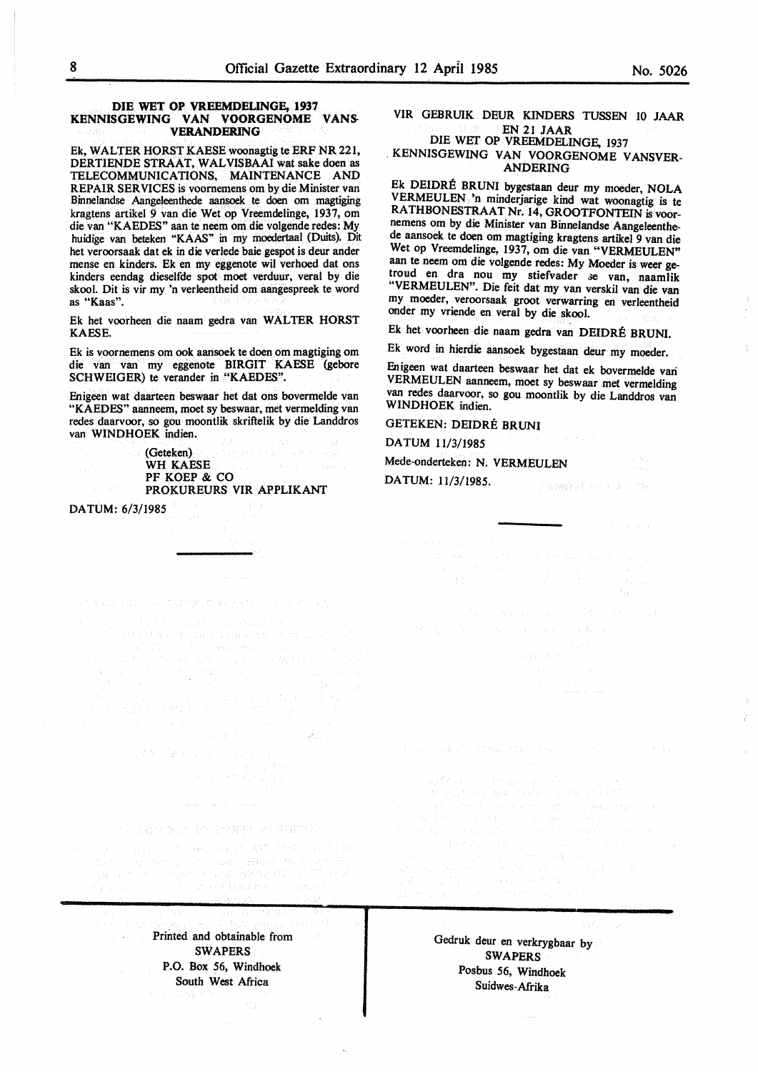## DIE WET OP VREEMDELINGE, 1937
## KENNISGEWING VAN VOORGENOME VANS-VERANDERING

Ek, WALTER HORST KAESE woonagtig te ERF NR 221, DERTIENDE STRAAT, WALVISBAAI wat sake doen as TELECOMMUNICATIONS, MAINTENANCE AND REPAIR SERVICES is voornemens om by die Minister van Binnelandse Aangeleenthede aansoek te doen om magtiging kragtens artikel 9 van die Wet op Vreemdelinge, 1937, om die van "KAEDES" aan te neem om die volgende redes: My huidige van beteken "KAAS" in my moedertaal (Duits). Dit het veroorsaak dat ek in die verlede baie gespot is deur ander mense en kinders. Ek en my eggenote wil verhoed dat ons kinders eendag dieselfde spot moet verduur, veral by die skool. Dit is vir my 'n verleentheid om aangespreek te word as "Kaas".

Ek het voorheen die naam gedra van WALTER HORST KAESE.

Ek is voornemens om ook aansoek te doen om magtiging om die van van my eggenote BIRGIT KAESE (gebore SCHWEIGER) te verander in "KAEDES".

Enigeen wat daarteen beswaar het dat ons bovermelde van "KAEDES" aanneem, moet sy beswaar, met vermelding van redes daarvoor, so gou moontlik skriftelik by die Landdros van WINDHOEK indien.

(Geteken)
WH KAESE
PF KOEP & CO
PROKUREURS VIR APPLIKANT

DATUM: 6/3/1985

---

## VIR GEBRUIK DEUR KINDERS TUSSEN 10 JAAR EN 21 JAAR
## DIE WET OP VREEMDELINGE, 1937
## KENNISGEWING VAN VOORGENOME VANSVERANDERING

Ek DEIDRÉ BRUNI bygestaan deur my moeder, NOLA VERMEULEN 'n minderjarige kind wat woonagtig is te RATHBONESTRAAT Nr. 14, GROOTFONTEIN is voornemens om by die Minister van Binnelandse Aangeleenthede aansoek te doen om magtiging kragtens artikel 9 van die Wet op Vreemdelinge, 1937, om die van "VERMEULEN" aan te neem om die volgende redes: My Moeder is weer getroud en dra nou my stiefvader se van, naamlik "VERMEULEN". Die feit dat my van verskil van die van my moeder, veroorsaak groot verwarring en verleentheid onder my vriende en veral by die skool.

Ek het voorheen die naam gedra van DEIDRÉ BRUNI.

Ek word in hierdie aansoek bygestaan deur my moeder.

Enigeen wat daarteen beswaar het dat ek bovermelde van VERMEULEN aanneem, moet sy beswaar met vermelding van redes daarvoor, so gou moontlik by die Landdros van WINDHOEK indien.

GETEKEN: DEIDRÉ BRUNI

DATUM 11/3/1985

Mede-onderteken: N. VERMEULEN

DATUM: 11/3/1985.

---

Printed and obtainable from
SWAPERS
P.O. Box 56, Windhoek
South West Africa

Gedruk deur en verkrygbaar by
SWAPERS
Posbus 56, Windhoek
Suidwes-Afrika